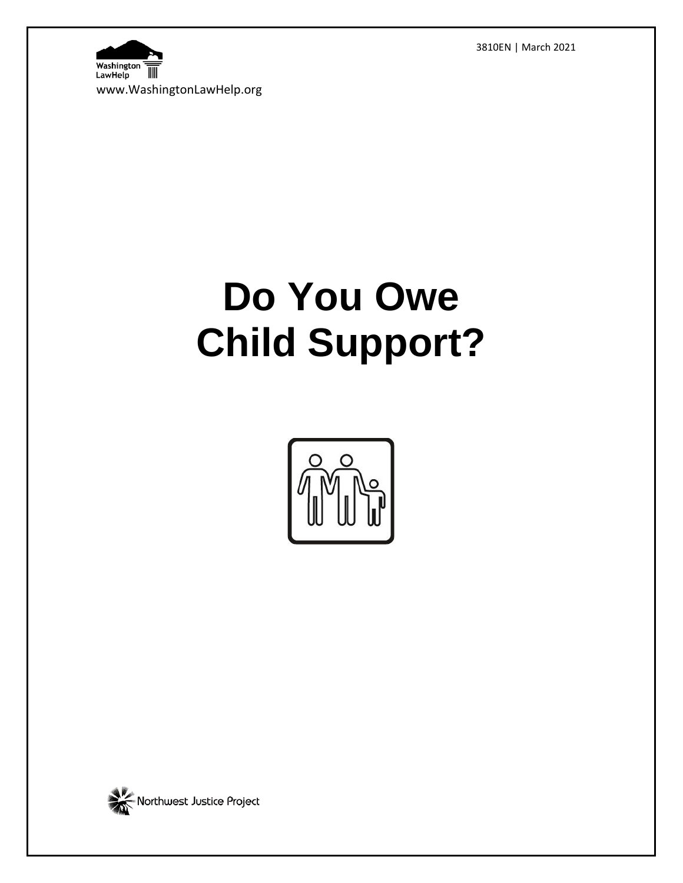3810EN | March 2021

Washington LawHelp

www.WashingtonLawHelp.org

# Do You Owe Child Support?

Northwest Justice Project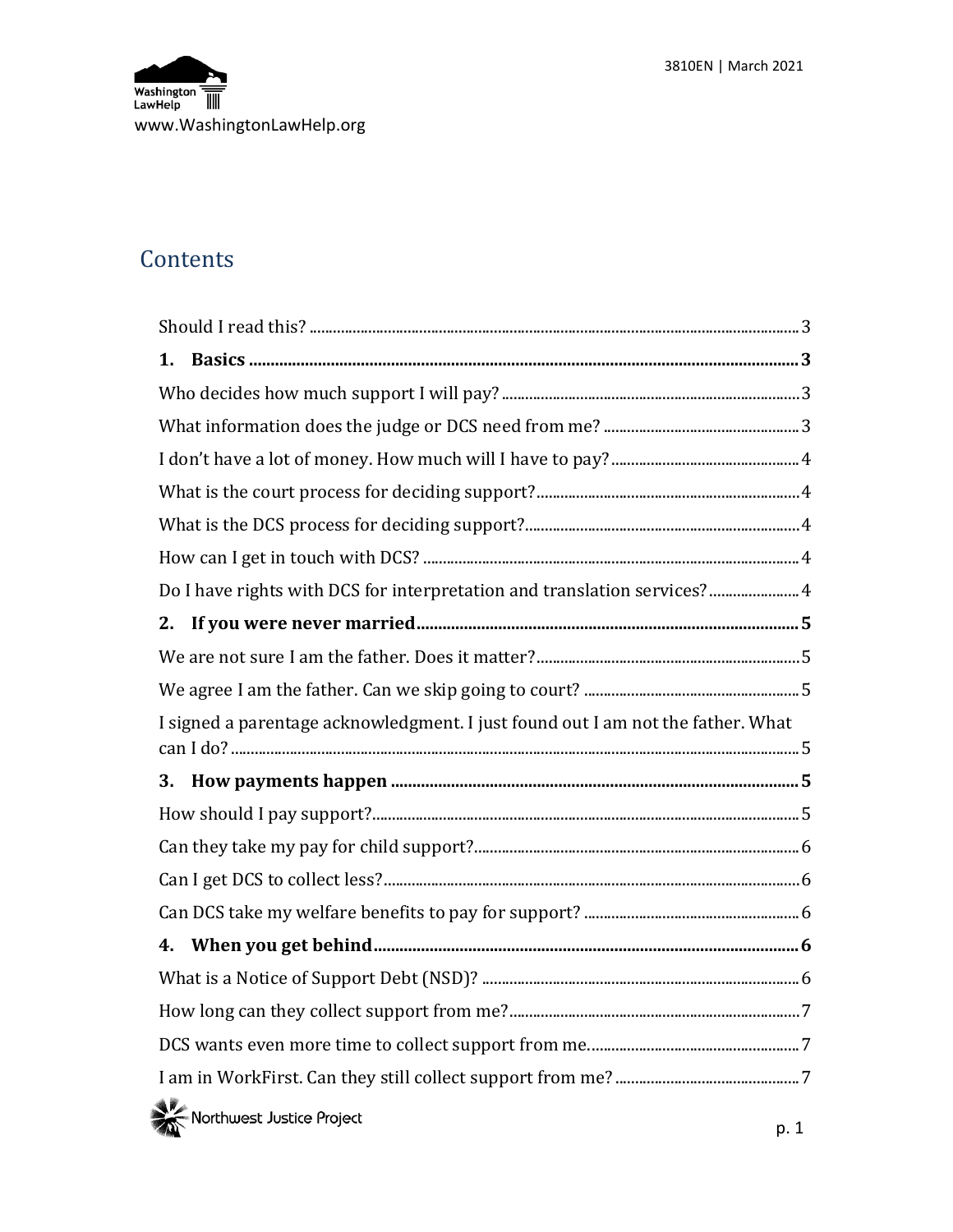## Contents

- Should I read this? ..... 3
- **1. Basics** ..... 3
- Who decides how much support I will pay? ..... 3
- What information does the judge or DCS need from me? ..... 3
- I don't have a lot of money. How much will I have to pay? ..... 4
- What is the court process for deciding support? ..... 4
- What is the DCS process for deciding support? ..... 4
- How can I get in touch with DCS? ..... 4
- Do I have rights with DCS for interpretation and translation services? ..... 4
- **2. If you were never married** ..... 5
- We are not sure I am the father. Does it matter? ..... 5
- We agree I am the father. Can we skip going to court? ..... 5
- I signed a parentage acknowledgment. I just found out I am not the father. What can I do? ..... 5
- **3. How payments happen** ..... 5
- How should I pay support? ..... 5
- Can they take my pay for child support? ..... 6
- Can I get DCS to collect less? ..... 6
- Can DCS take my welfare benefits to pay for support? ..... 6
- **4. When you get behind** ..... 6
- What is a Notice of Support Debt (NSD)? ..... 6
- How long can they collect support from me? ..... 7
- DCS wants even more time to collect support from me. ..... 7
- I am in WorkFirst. Can they still collect support from me? ..... 7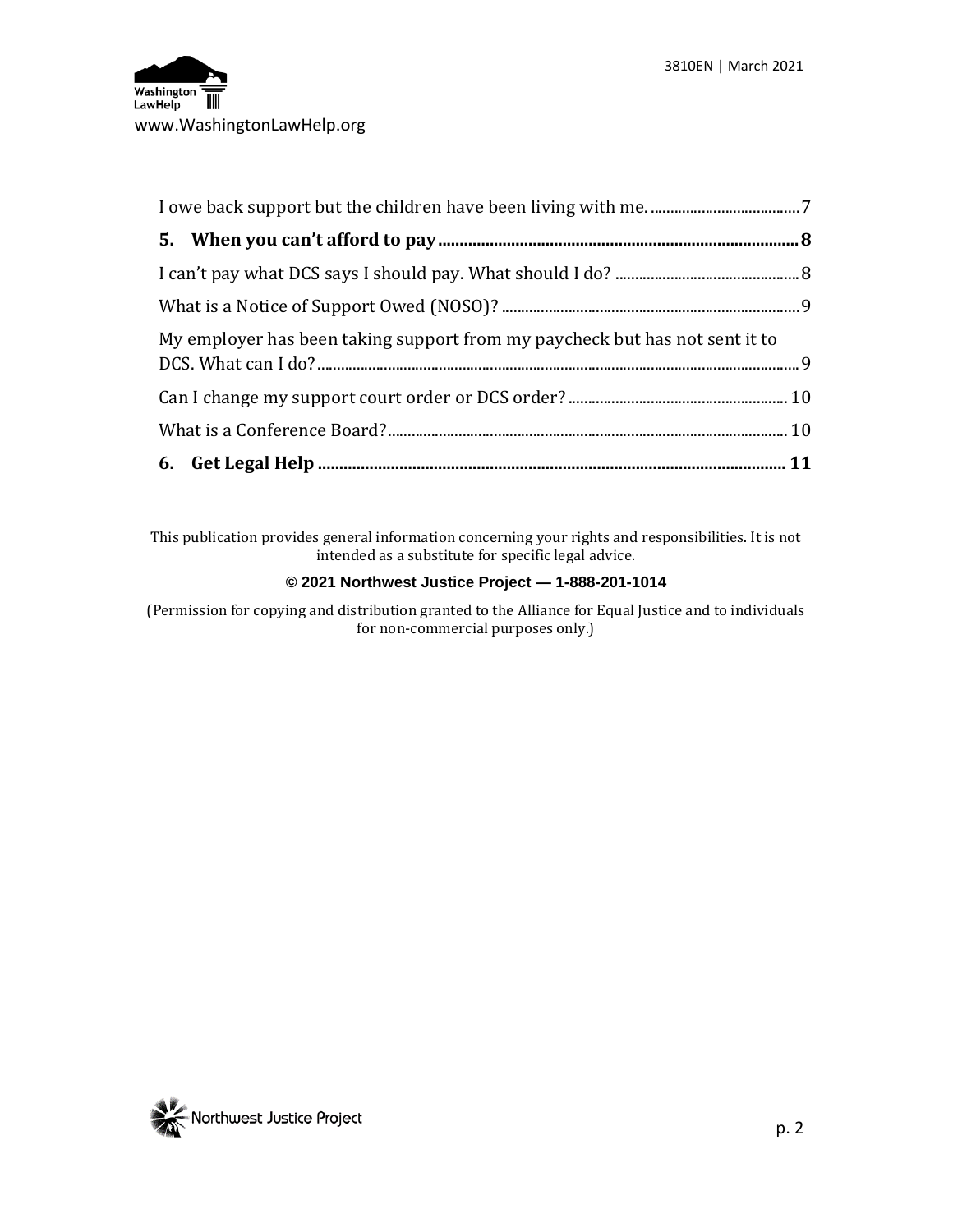I owe back support but the children have been living with me. ........................................ 7

**5. When you can't afford to pay ........................................................................................ 8**

I can't pay what DCS says I should pay. What should I do? .................................................. 8

What is a Notice of Support Owed (NOSO)? ........................................................................... 9

My employer has been taking support from my paycheck but has not sent it to DCS. What can I do? ........................................................................................................................... 9

Can I change my support court order or DCS order? ........................................................ 10

What is a Conference Board? ................................................................................................ 10

**6. Get Legal Help ................................................................................................................ 11**

---

This publication provides general information concerning your rights and responsibilities. It is not intended as a substitute for specific legal advice.

**© 2021 Northwest Justice Project — 1-888-201-1014**

(Permission for copying and distribution granted to the Alliance for Equal Justice and to individuals for non-commercial purposes only.)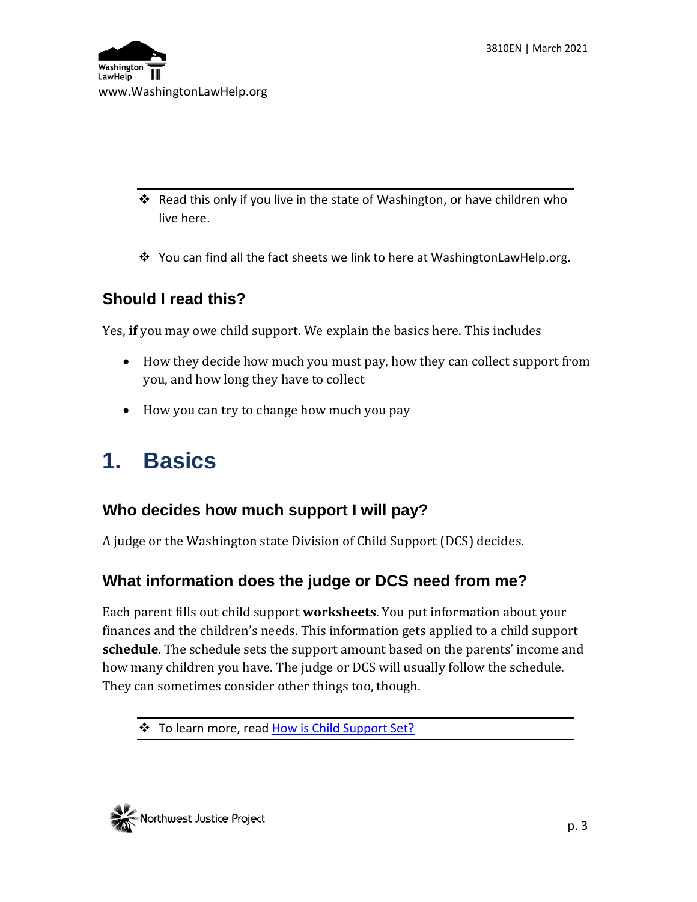- ❖ Read this only if you live in the state of Washington, or have children who live here.
- ❖ You can find all the fact sheets we link to here at WashingtonLawHelp.org.

## Should I read this?

Yes, **if** you may owe child support. We explain the basics here. This includes

- How they decide how much you must pay, how they can collect support from you, and how long they have to collect
- How you can try to change how much you pay

# 1. Basics

## Who decides how much support I will pay?

A judge or the Washington state Division of Child Support (DCS) decides.

## What information does the judge or DCS need from me?

Each parent fills out child support **worksheets**. You put information about your finances and the children's needs. This information gets applied to a child support **schedule**. The schedule sets the support amount based on the parents' income and how many children you have. The judge or DCS will usually follow the schedule. They can sometimes consider other things too, though.

- ❖ To learn more, read How is Child Support Set?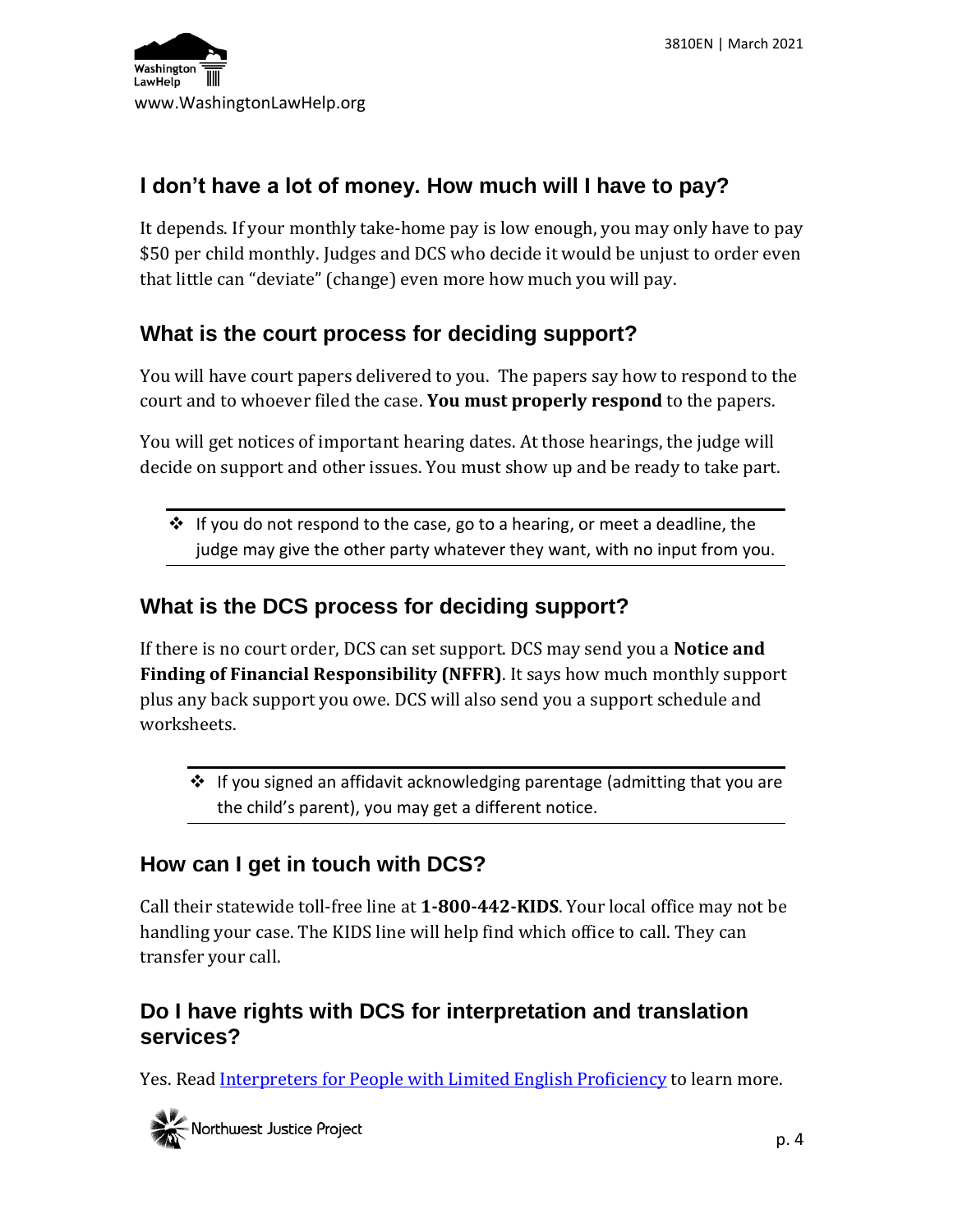## I don't have a lot of money. How much will I have to pay?

It depends. If your monthly take-home pay is low enough, you may only have to pay $50 per child monthly. Judges and DCS who decide it would be unjust to order even that little can "deviate" (change) even more how much you will pay.

## What is the court process for deciding support?

You will have court papers delivered to you. The papers say how to respond to the court and to whoever filed the case. **You must properly respond** to the papers.

You will get notices of important hearing dates. At those hearings, the judge will decide on support and other issues. You must show up and be ready to take part.

- If you do not respond to the case, go to a hearing, or meet a deadline, the judge may give the other party whatever they want, with no input from you.

## What is the DCS process for deciding support?

If there is no court order, DCS can set support. DCS may send you a **Notice and Finding of Financial Responsibility (NFFR)**. It says how much monthly support plus any back support you owe. DCS will also send you a support schedule and worksheets.

- If you signed an affidavit acknowledging parentage (admitting that you are the child's parent), you may get a different notice.

## How can I get in touch with DCS?

Call their statewide toll-free line at **1-800-442-KIDS**. Your local office may not be handling your case. The KIDS line will help find which office to call. They can transfer your call.

## Do I have rights with DCS for interpretation and translation services?

Yes. Read Interpreters for People with Limited English Proficiency to learn more.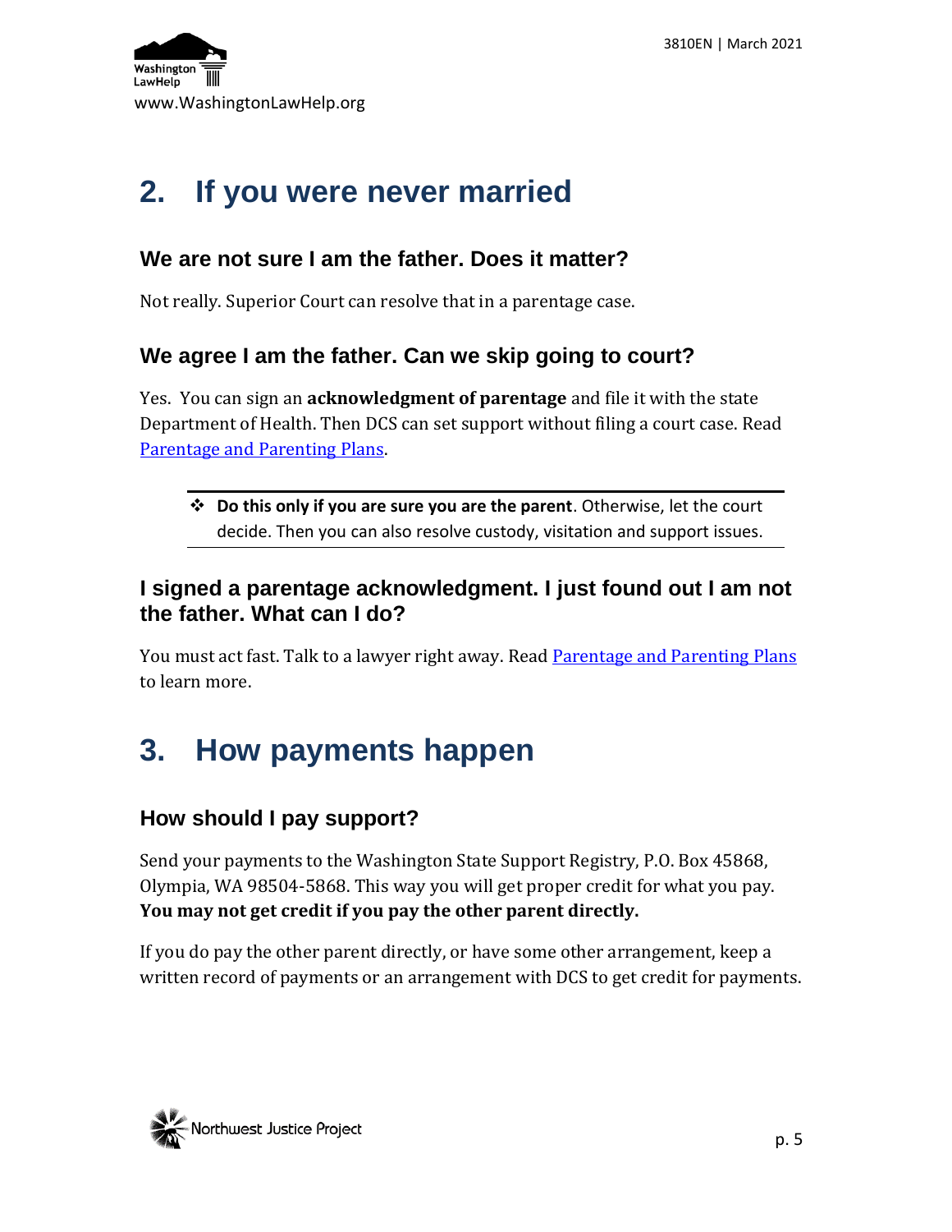## 2. If you were never married

### We are not sure I am the father. Does it matter?

Not really. Superior Court can resolve that in a parentage case.

### We agree I am the father. Can we skip going to court?

Yes. You can sign an **acknowledgment of parentage** and file it with the state Department of Health. Then DCS can set support without filing a court case. Read [Parentage and Parenting Plans](Parentage and Parenting Plans).

> ❖ **Do this only if you are sure you are the parent**. Otherwise, let the court decide. Then you can also resolve custody, visitation and support issues.

### I signed a parentage acknowledgment. I just found out I am not the father. What can I do?

You must act fast. Talk to a lawyer right away. Read [Parentage and Parenting Plans](Parentage and Parenting Plans) to learn more.

## 3. How payments happen

### How should I pay support?

Send your payments to the Washington State Support Registry, P.O. Box 45868, Olympia, WA 98504-5868. This way you will get proper credit for what you pay. **You may not get credit if you pay the other parent directly.**

If you do pay the other parent directly, or have some other arrangement, keep a written record of payments or an arrangement with DCS to get credit for payments.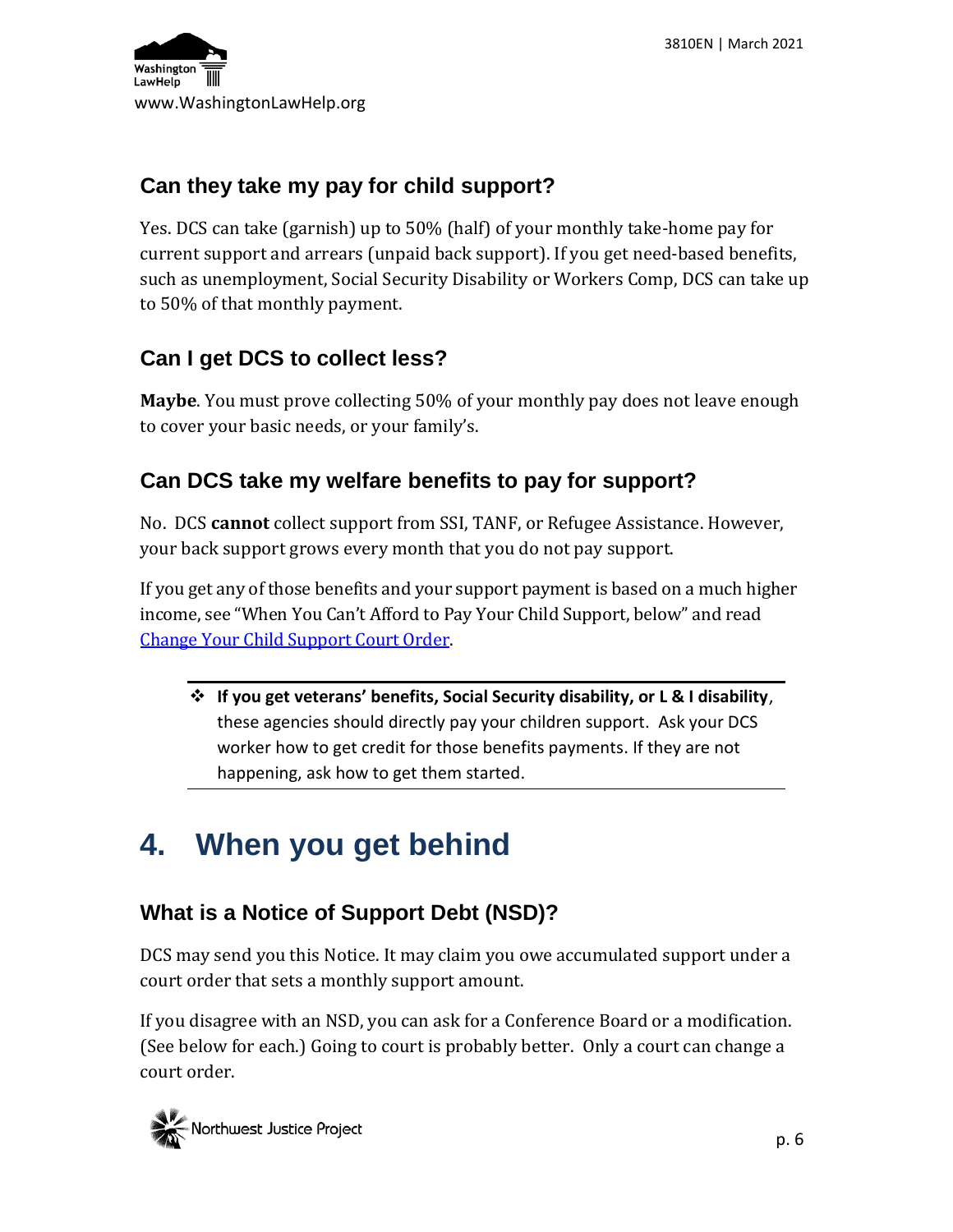### Can they take my pay for child support?

Yes. DCS can take (garnish) up to 50% (half) of your monthly take-home pay for current support and arrears (unpaid back support). If you get need-based benefits, such as unemployment, Social Security Disability or Workers Comp, DCS can take up to 50% of that monthly payment.

### Can I get DCS to collect less?

**Maybe**. You must prove collecting 50% of your monthly pay does not leave enough to cover your basic needs, or your family's.

### Can DCS take my welfare benefits to pay for support?

No. DCS **cannot** collect support from SSI, TANF, or Refugee Assistance. However, your back support grows every month that you do not pay support.

If you get any of those benefits and your support payment is based on a much higher income, see "When You Can't Afford to Pay Your Child Support, below" and read Change Your Child Support Court Order.

---

- **If you get veterans' benefits, Social Security disability, or L & I disability**, these agencies should directly pay your children support. Ask your DCS worker how to get credit for those benefits payments. If they are not happening, ask how to get them started.

---

# 4. When you get behind

### What is a Notice of Support Debt (NSD)?

DCS may send you this Notice. It may claim you owe accumulated support under a court order that sets a monthly support amount.

If you disagree with an NSD, you can ask for a Conference Board or a modification. (See below for each.) Going to court is probably better. Only a court can change a court order.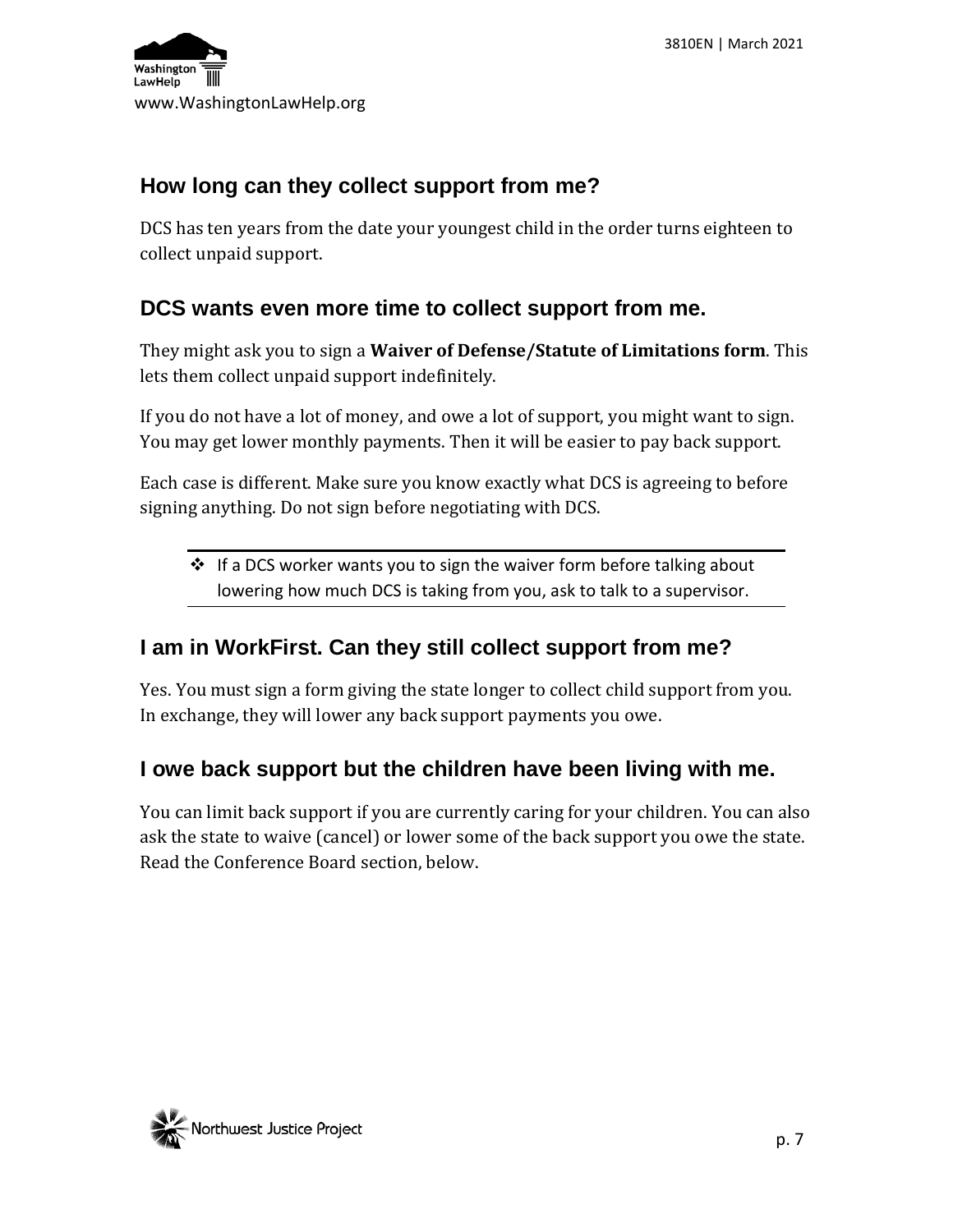## How long can they collect support from me?

DCS has ten years from the date your youngest child in the order turns eighteen to collect unpaid support.

## DCS wants even more time to collect support from me.

They might ask you to sign a **Waiver of Defense/Statute of Limitations form**. This lets them collect unpaid support indefinitely.

If you do not have a lot of money, and owe a lot of support, you might want to sign. You may get lower monthly payments. Then it will be easier to pay back support.

Each case is different. Make sure you know exactly what DCS is agreeing to before signing anything. Do not sign before negotiating with DCS.

- If a DCS worker wants you to sign the waiver form before talking about lowering how much DCS is taking from you, ask to talk to a supervisor.

## I am in WorkFirst. Can they still collect support from me?

Yes. You must sign a form giving the state longer to collect child support from you. In exchange, they will lower any back support payments you owe.

## I owe back support but the children have been living with me.

You can limit back support if you are currently caring for your children. You can also ask the state to waive (cancel) or lower some of the back support you owe the state. Read the Conference Board section, below.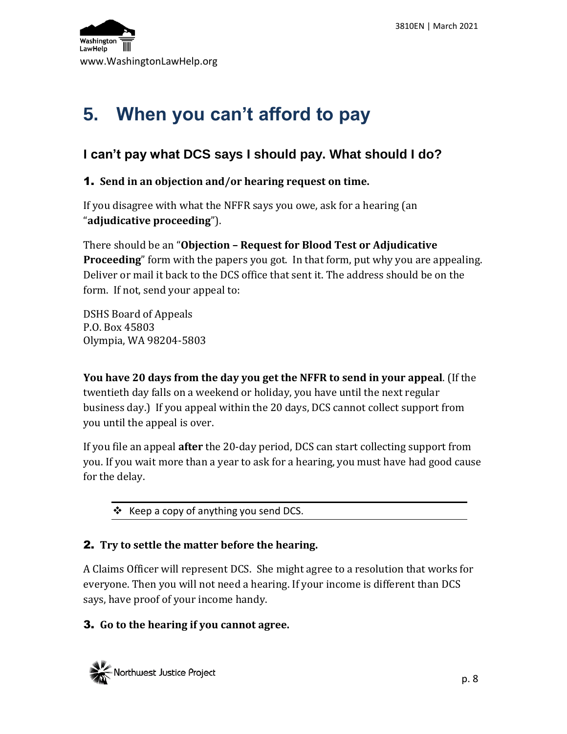# 5. When you can't afford to pay

## I can't pay what DCS says I should pay. What should I do?

### 1. Send in an objection and/or hearing request on time.

If you disagree with what the NFFR says you owe, ask for a hearing (an "**adjudicative proceeding**").

There should be an "**Objection – Request for Blood Test or Adjudicative Proceeding**" form with the papers you got. In that form, put why you are appealing. Deliver or mail it back to the DCS office that sent it. The address should be on the form. If not, send your appeal to:

DSHS Board of Appeals
P.O. Box 45803
Olympia, WA 98204-5803

**You have 20 days from the day you get the NFFR to send in your appeal**. (If the twentieth day falls on a weekend or holiday, you have until the next regular business day.) If you appeal within the 20 days, DCS cannot collect support from you until the appeal is over.

If you file an appeal **after** the 20-day period, DCS can start collecting support from you. If you wait more than a year to ask for a hearing, you must have had good cause for the delay.

- Keep a copy of anything you send DCS.

### 2. Try to settle the matter before the hearing.

A Claims Officer will represent DCS. She might agree to a resolution that works for everyone. Then you will not need a hearing. If your income is different than DCS says, have proof of your income handy.

### 3. Go to the hearing if you cannot agree.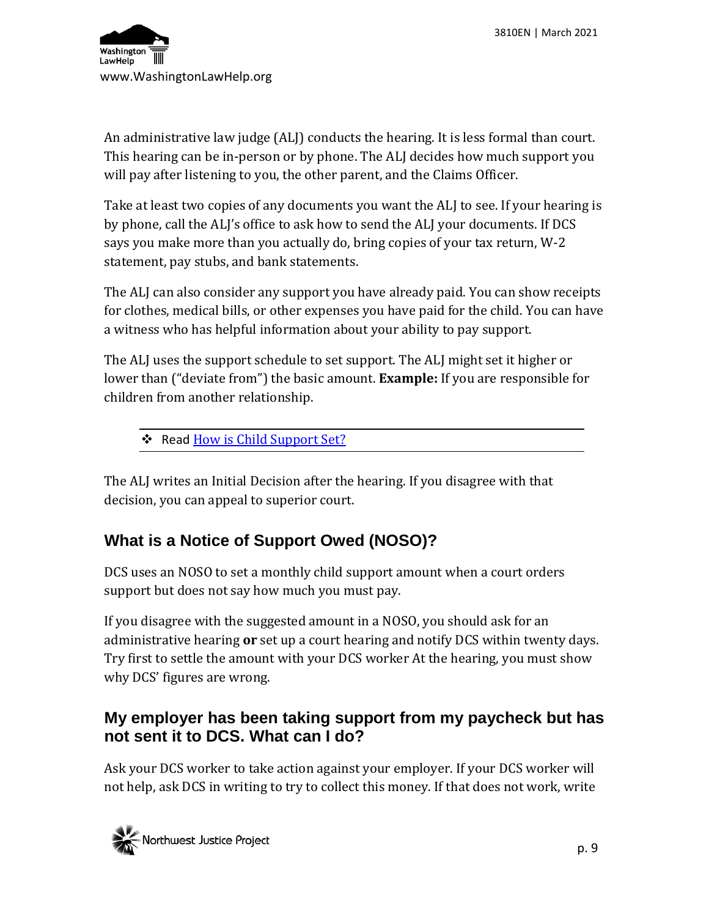An administrative law judge (ALJ) conducts the hearing. It is less formal than court. This hearing can be in-person or by phone. The ALJ decides how much support you will pay after listening to you, the other parent, and the Claims Officer.

Take at least two copies of any documents you want the ALJ to see. If your hearing is by phone, call the ALJ's office to ask how to send the ALJ your documents. If DCS says you make more than you actually do, bring copies of your tax return, W-2 statement, pay stubs, and bank statements.

The ALJ can also consider any support you have already paid. You can show receipts for clothes, medical bills, or other expenses you have paid for the child. You can have a witness who has helpful information about your ability to pay support.

The ALJ uses the support schedule to set support. The ALJ might set it higher or lower than ("deviate from") the basic amount. **Example:** If you are responsible for children from another relationship.

- Read How is Child Support Set?

The ALJ writes an Initial Decision after the hearing. If you disagree with that decision, you can appeal to superior court.

## What is a Notice of Support Owed (NOSO)?

DCS uses an NOSO to set a monthly child support amount when a court orders support but does not say how much you must pay.

If you disagree with the suggested amount in a NOSO, you should ask for an administrative hearing **or** set up a court hearing and notify DCS within twenty days. Try first to settle the amount with your DCS worker At the hearing, you must show why DCS' figures are wrong.

## My employer has been taking support from my paycheck but has not sent it to DCS. What can I do?

Ask your DCS worker to take action against your employer. If your DCS worker will not help, ask DCS in writing to try to collect this money. If that does not work, write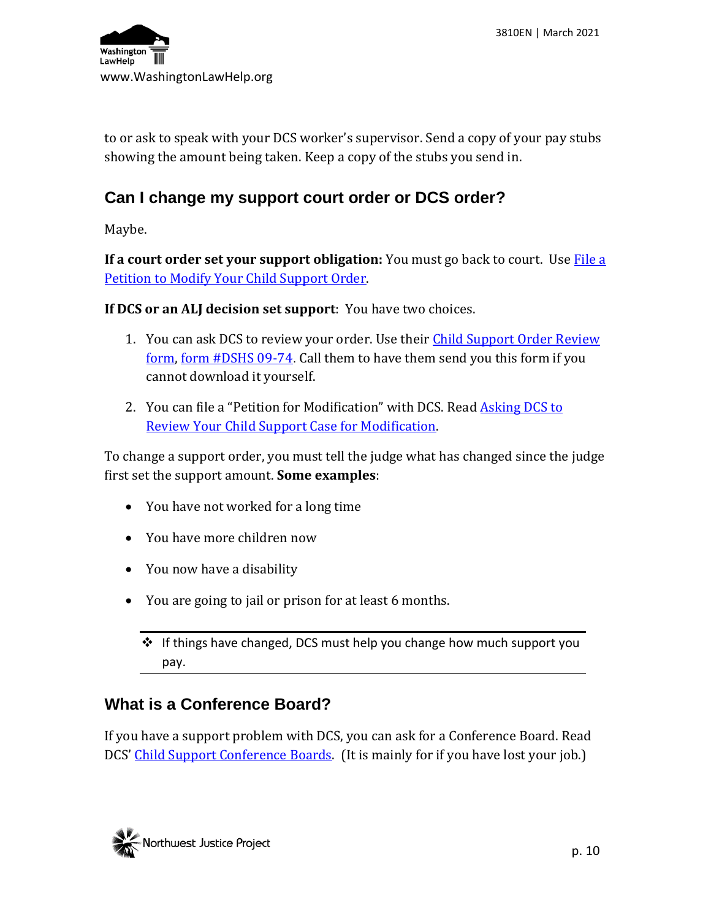to or ask to speak with your DCS worker's supervisor. Send a copy of your pay stubs showing the amount being taken. Keep a copy of the stubs you send in.

## Can I change my support court order or DCS order?

Maybe.

**If a court order set your support obligation:** You must go back to court. Use File a Petition to Modify Your Child Support Order.

**If DCS or an ALJ decision set support**: You have two choices.

1. You can ask DCS to review your order. Use their Child Support Order Review form, form #DSHS 09-74. Call them to have them send you this form if you cannot download it yourself.
2. You can file a "Petition for Modification" with DCS. Read Asking DCS to Review Your Child Support Case for Modification.

To change a support order, you must tell the judge what has changed since the judge first set the support amount. **Some examples**:

- You have not worked for a long time
- You have more children now
- You now have a disability
- You are going to jail or prison for at least 6 months.

---

❖ If things have changed, DCS must help you change how much support you pay.

---

## What is a Conference Board?

If you have a support problem with DCS, you can ask for a Conference Board. Read DCS' Child Support Conference Boards. (It is mainly for if you have lost your job.)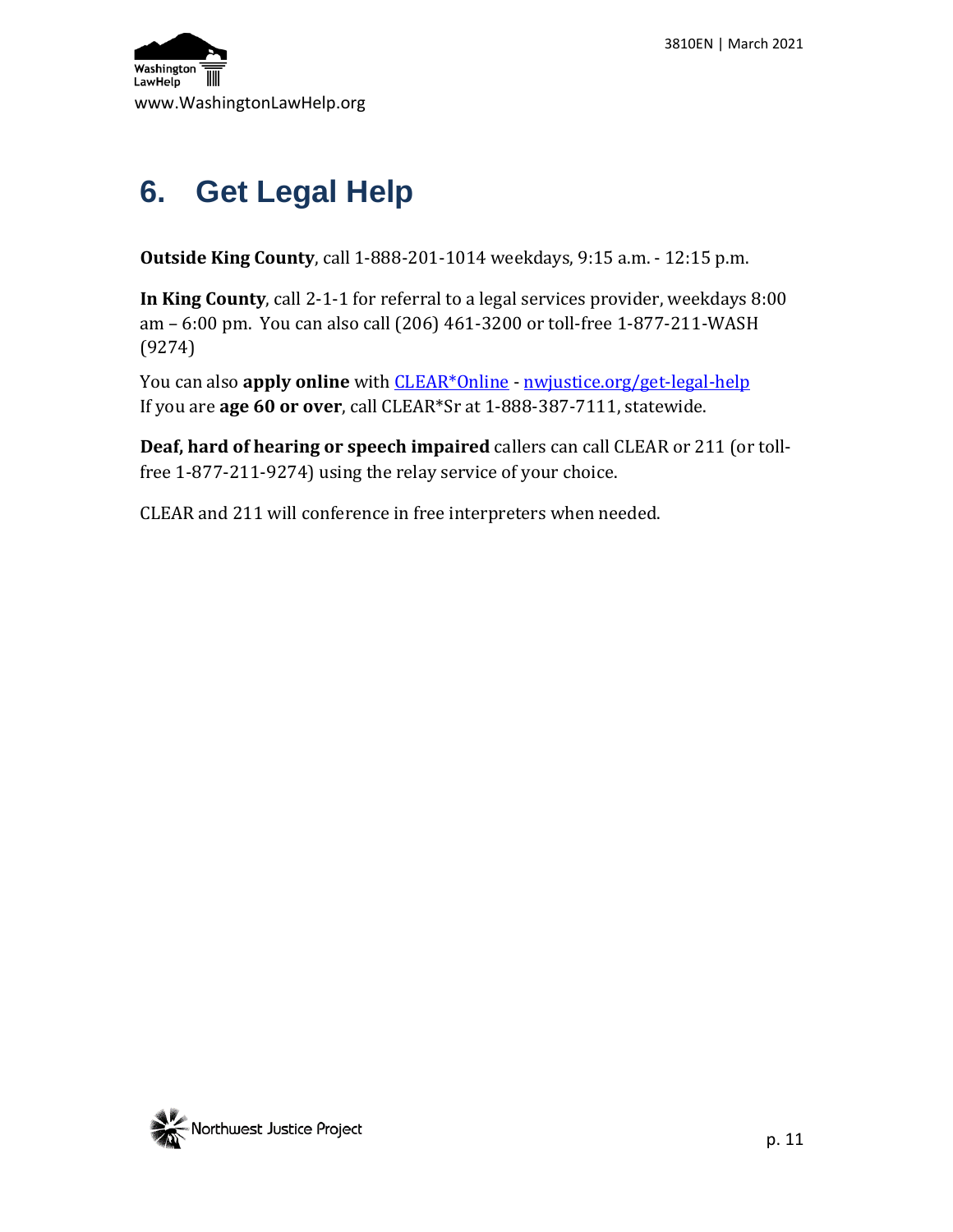## 6. Get Legal Help

**Outside King County**, call 1-888-201-1014 weekdays, 9:15 a.m. - 12:15 p.m.

**In King County**, call 2-1-1 for referral to a legal services provider, weekdays 8:00 am – 6:00 pm. You can also call (206) 461-3200 or toll-free 1-877-211-WASH (9274)

You can also **apply online** with CLEAR*Online - nwjustice.org/get-legal-help
If you are **age 60 or over**, call CLEAR*Sr at 1-888-387-7111, statewide.

**Deaf, hard of hearing or speech impaired** callers can call CLEAR or 211 (or toll-free 1-877-211-9274) using the relay service of your choice.

CLEAR and 211 will conference in free interpreters when needed.